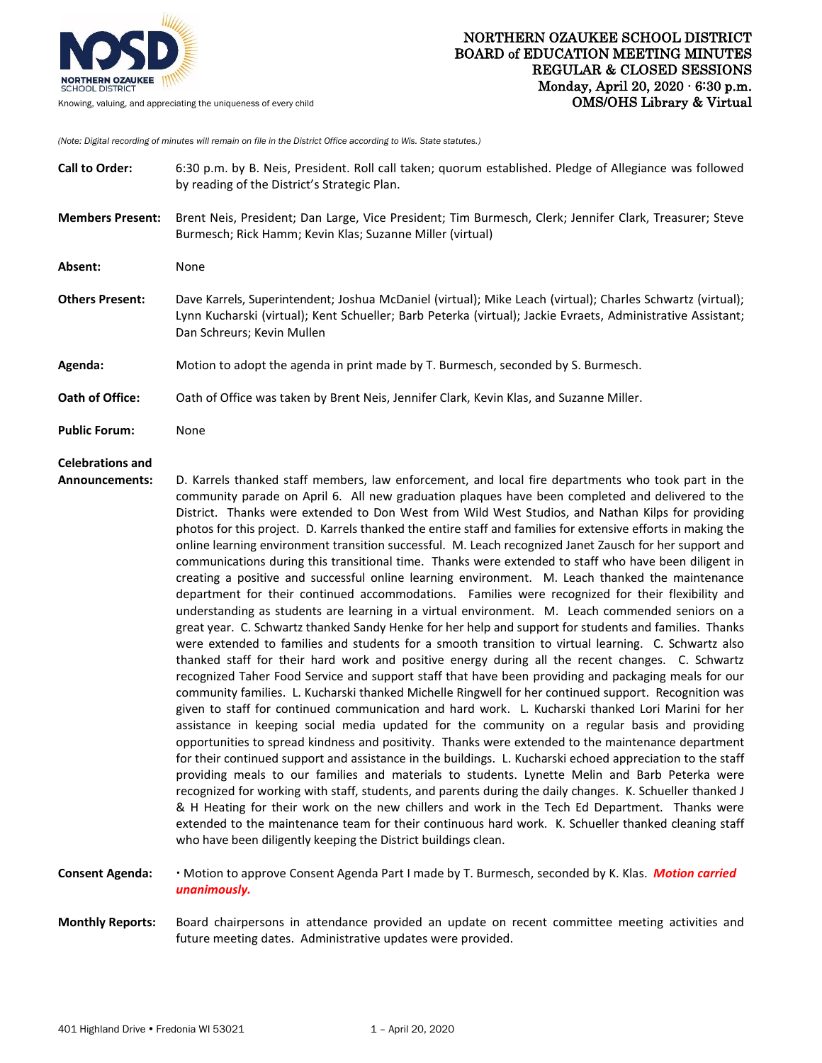# NORTHERN OZAUKEE SCHOOL DISTRICT
## BOARD of EDUCATION MEETING MINUTES
## REGULAR & CLOSED SESSIONS
Monday, April 20, 2020 · 6:30 p.m.
OMS/OHS Library & Virtual

NORTHERN OZAUKEE SCHOOL DISTRICT
Knowing, valuing, and appreciating the uniqueness of every child

*(Note: Digital recording of minutes will remain on file in the District Office according to Wis. State statutes.)*

**Call to Order:** 6:30 p.m. by B. Neis, President. Roll call taken; quorum established. Pledge of Allegiance was followed by reading of the District's Strategic Plan.

**Members Present:** Brent Neis, President; Dan Large, Vice President; Tim Burmesch, Clerk; Jennifer Clark, Treasurer; Steve Burmesch; Rick Hamm; Kevin Klas; Suzanne Miller (virtual)

**Absent:** None

**Others Present:** Dave Karrels, Superintendent; Joshua McDaniel (virtual); Mike Leach (virtual); Charles Schwartz (virtual); Lynn Kucharski (virtual); Kent Schueller; Barb Peterka (virtual); Jackie Evraets, Administrative Assistant; Dan Schreurs; Kevin Mullen

**Agenda:** Motion to adopt the agenda in print made by T. Burmesch, seconded by S. Burmesch.

**Oath of Office:** Oath of Office was taken by Brent Neis, Jennifer Clark, Kevin Klas, and Suzanne Miller.

**Public Forum:** None

**Celebrations and Announcements:** D. Karrels thanked staff members, law enforcement, and local fire departments who took part in the community parade on April 6. All new graduation plaques have been completed and delivered to the District. Thanks were extended to Don West from Wild West Studios, and Nathan Kilps for providing photos for this project. D. Karrels thanked the entire staff and families for extensive efforts in making the online learning environment transition successful. M. Leach recognized Janet Zausch for her support and communications during this transitional time. Thanks were extended to staff who have been diligent in creating a positive and successful online learning environment. M. Leach thanked the maintenance department for their continued accommodations. Families were recognized for their flexibility and understanding as students are learning in a virtual environment. M. Leach commended seniors on a great year. C. Schwartz thanked Sandy Henke for her help and support for students and families. Thanks were extended to families and students for a smooth transition to virtual learning. C. Schwartz also thanked staff for their hard work and positive energy during all the recent changes. C. Schwartz recognized Taher Food Service and support staff that have been providing and packaging meals for our community families. L. Kucharski thanked Michelle Ringwell for her continued support. Recognition was given to staff for continued communication and hard work. L. Kucharski thanked Lori Marini for her assistance in keeping social media updated for the community on a regular basis and providing opportunities to spread kindness and positivity. Thanks were extended to the maintenance department for their continued support and assistance in the buildings. L. Kucharski echoed appreciation to the staff providing meals to our families and materials to students. Lynette Melin and Barb Peterka were recognized for working with staff, students, and parents during the daily changes. K. Schueller thanked J & H Heating for their work on the new chillers and work in the Tech Ed Department. Thanks were extended to the maintenance team for their continuous hard work. K. Schueller thanked cleaning staff who have been diligently keeping the District buildings clean.

**Consent Agenda:** · Motion to approve Consent Agenda Part I made by T. Burmesch, seconded by K. Klas. ***Motion carried unanimously.***

**Monthly Reports:** Board chairpersons in attendance provided an update on recent committee meeting activities and future meeting dates. Administrative updates were provided.

401 Highland Drive • Fredonia WI 53021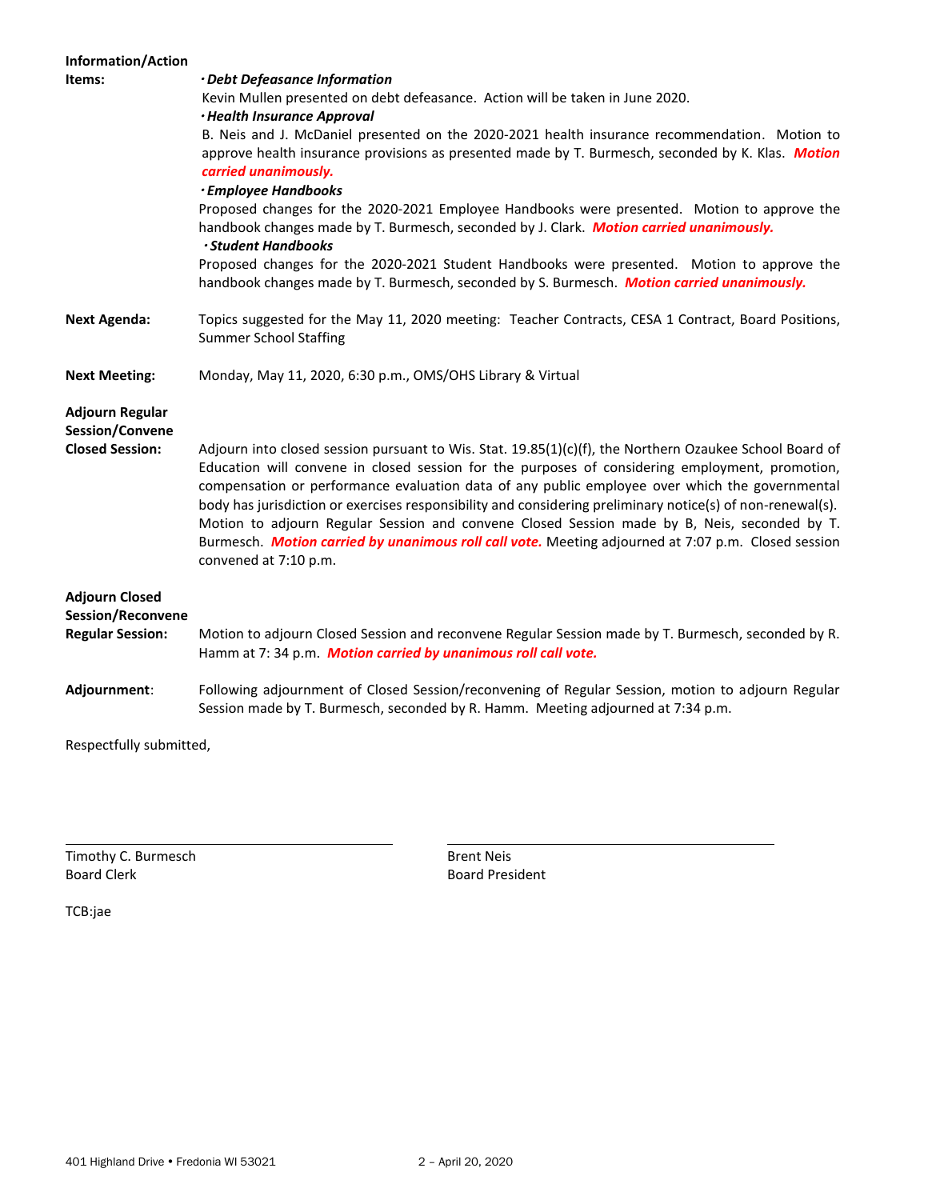**Information/Action Items:**

***·Debt Defeasance Information***

Kevin Mullen presented on debt defeasance. Action will be taken in June 2020.

***·Health Insurance Approval***

B. Neis and J. McDaniel presented on the 2020-2021 health insurance recommendation. Motion to approve health insurance provisions as presented made by T. Burmesch, seconded by K. Klas. ***Motion carried unanimously.***

***·Employee Handbooks***

Proposed changes for the 2020-2021 Employee Handbooks were presented. Motion to approve the handbook changes made by T. Burmesch, seconded by J. Clark. ***Motion carried unanimously.***

***·Student Handbooks***

Proposed changes for the 2020-2021 Student Handbooks were presented. Motion to approve the handbook changes made by T. Burmesch, seconded by S. Burmesch. ***Motion carried unanimously.***

**Next Agenda:** Topics suggested for the May 11, 2020 meeting: Teacher Contracts, CESA 1 Contract, Board Positions, Summer School Staffing

**Next Meeting:** Monday, May 11, 2020, 6:30 p.m., OMS/OHS Library & Virtual

**Adjourn Regular Session/Convene Closed Session:** Adjourn into closed session pursuant to Wis. Stat. 19.85(1)(c)(f), the Northern Ozaukee School Board of Education will convene in closed session for the purposes of considering employment, promotion, compensation or performance evaluation data of any public employee over which the governmental body has jurisdiction or exercises responsibility and considering preliminary notice(s) of non-renewal(s). Motion to adjourn Regular Session and convene Closed Session made by B, Neis, seconded by T. Burmesch. ***Motion carried by unanimous roll call vote.*** Meeting adjourned at 7:07 p.m. Closed session convened at 7:10 p.m.

**Adjourn Closed Session/Reconvene Regular Session:** Motion to adjourn Closed Session and reconvene Regular Session made by T. Burmesch, seconded by R. Hamm at 7: 34 p.m. ***Motion carried by unanimous roll call vote.***

**Adjournment**: Following adjournment of Closed Session/reconvening of Regular Session, motion to adjourn Regular Session made by T. Burmesch, seconded by R. Hamm. Meeting adjourned at 7:34 p.m.

Respectfully submitted,

Timothy C. Burmesch
Board Clerk

Brent Neis
Board President

TCB:jae